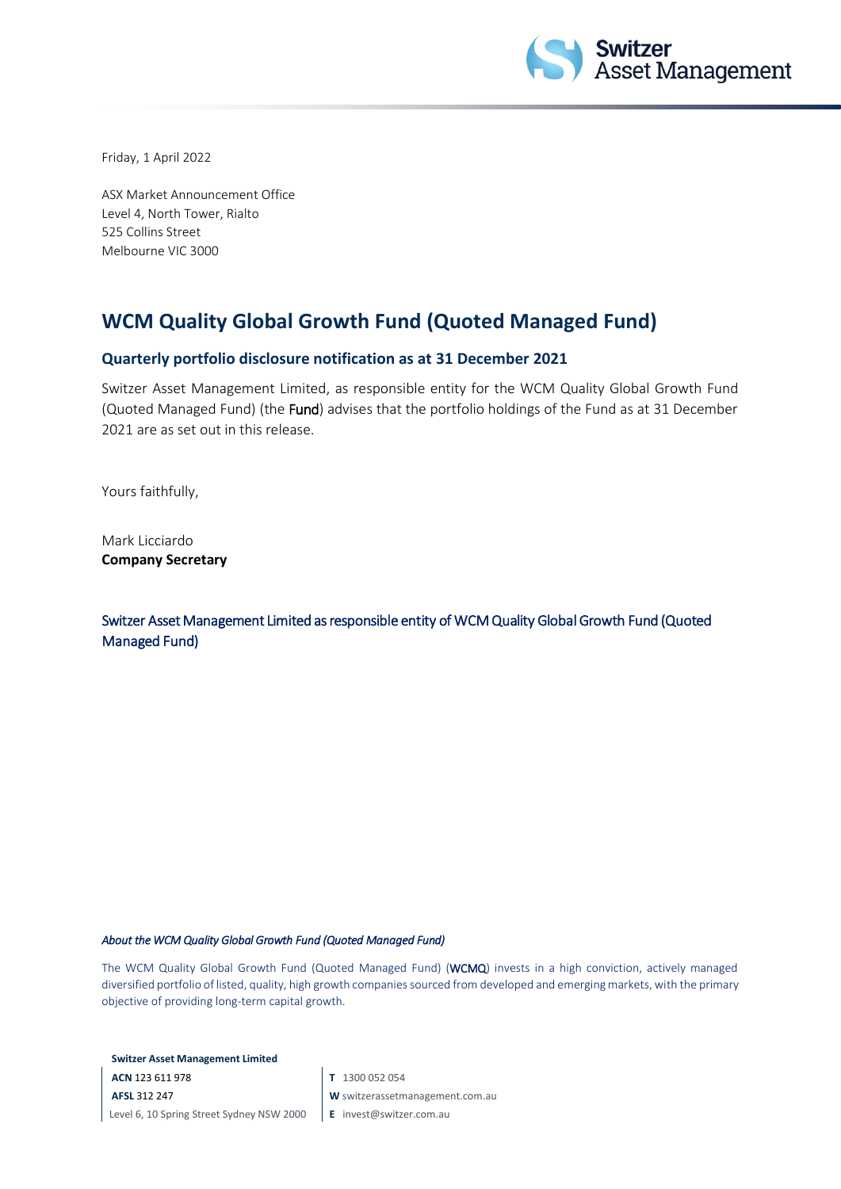Friday, 1 April 2022

ASX Market Announcement Office
Level 4, North Tower, Rialto
525 Collins Street
Melbourne VIC 3000

# WCM Quality Global Growth Fund (Quoted Managed Fund)

## Quarterly portfolio disclosure notification as at 31 December 2021

Switzer Asset Management Limited, as responsible entity for the WCM Quality Global Growth Fund (Quoted Managed Fund) (the **Fund**) advises that the portfolio holdings of the Fund as at 31 December 2021 are as set out in this release.

Yours faithfully,

Mark Licciardo
**Company Secretary**

Switzer Asset Management Limited as responsible entity of WCM Quality Global Growth Fund (Quoted Managed Fund)

***About the WCM Quality Global Growth Fund (Quoted Managed Fund)***

The WCM Quality Global Growth Fund (Quoted Managed Fund) (**WCMQ**) invests in a high conviction, actively managed diversified portfolio of listed, quality, high growth companies sourced from developed and emerging markets, with the primary objective of providing long-term capital growth.

**Switzer Asset Management Limited**
**ACN** 123 611 978
**AFSL** 312 247
Level 6, 10 Spring Street Sydney NSW 2000

**T** 1300 052 054
**W** switzerassetmanagement.com.au
**E** invest@switzer.com.au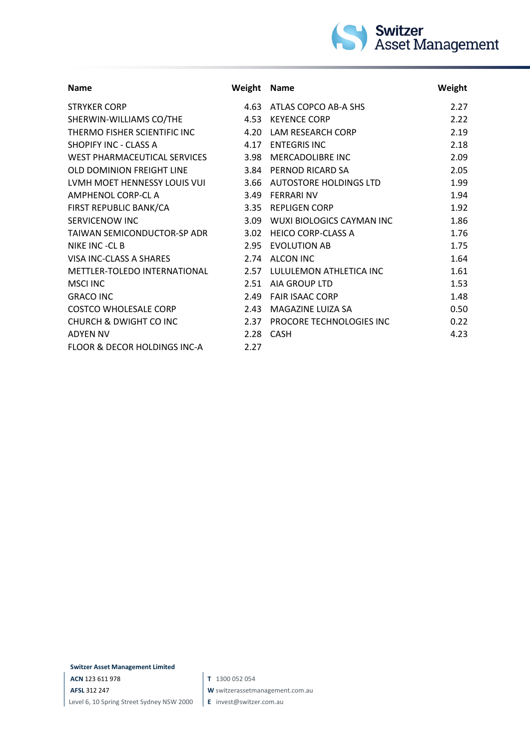| Name | Weight | Name | Weight |
|---|---|---|---|
| STRYKER CORP | 4.63 | ATLAS COPCO AB-A SHS | 2.27 |
| SHERWIN-WILLIAMS CO/THE | 4.53 | KEYENCE CORP | 2.22 |
| THERMO FISHER SCIENTIFIC INC | 4.20 | LAM RESEARCH CORP | 2.19 |
| SHOPIFY INC - CLASS A | 4.17 | ENTEGRIS INC | 2.18 |
| WEST PHARMACEUTICAL SERVICES | 3.98 | MERCADOLIBRE INC | 2.09 |
| OLD DOMINION FREIGHT LINE | 3.84 | PERNOD RICARD SA | 2.05 |
| LVMH MOET HENNESSY LOUIS VUI | 3.66 | AUTOSTORE HOLDINGS LTD | 1.99 |
| AMPHENOL CORP-CL A | 3.49 | FERRARI NV | 1.94 |
| FIRST REPUBLIC BANK/CA | 3.35 | REPLIGEN CORP | 1.92 |
| SERVICENOW INC | 3.09 | WUXI BIOLOGICS CAYMAN INC | 1.86 |
| TAIWAN SEMICONDUCTOR-SP ADR | 3.02 | HEICO CORP-CLASS A | 1.76 |
| NIKE INC -CL B | 2.95 | EVOLUTION AB | 1.75 |
| VISA INC-CLASS A SHARES | 2.74 | ALCON INC | 1.64 |
| METTLER-TOLEDO INTERNATIONAL | 2.57 | LULULEMON ATHLETICA INC | 1.61 |
| MSCI INC | 2.51 | AIA GROUP LTD | 1.53 |
| GRACO INC | 2.49 | FAIR ISAAC CORP | 1.48 |
| COSTCO WHOLESALE CORP | 2.43 | MAGAZINE LUIZA SA | 0.50 |
| CHURCH & DWIGHT CO INC | 2.37 | PROCORE TECHNOLOGIES INC | 0.22 |
| ADYEN NV | 2.28 | CASH | 4.23 |
| FLOOR & DECOR HOLDINGS INC-A | 2.27 | | |

**Switzer Asset Management Limited**

**ACN** 123 611 978
**AFSL** 312 247
Level 6, 10 Spring Street Sydney NSW 2000

**T** 1300 052 054
**W** switzerassetmanagement.com.au
**E** invest@switzer.com.au